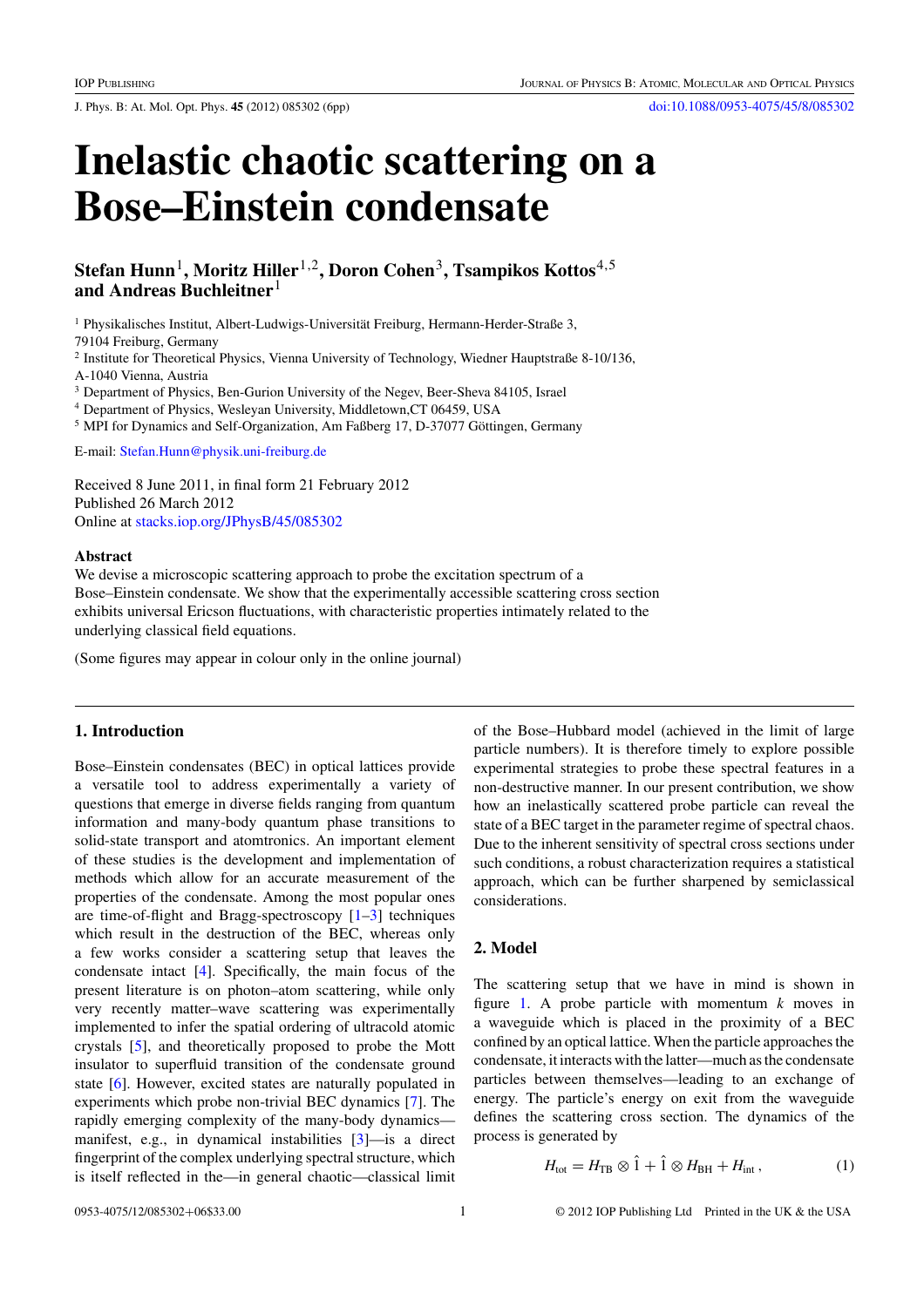# Inelastic chaotic scattering on a Bose–Einstein condensate

**Stefan Hunn[1], Moritz Hiller[1,2], Doron Cohen[3], Tsampikos Kottos[4,5] and Andreas Buchleitner[1]**

[1] Physikalisches Institut, Albert-Ludwigs-Universität Freiburg, Hermann-Herder-Straße 3, 79104 Freiburg, Germany

[2] Institute for Theoretical Physics, Vienna University of Technology, Wiedner Hauptstraße 8-10/136, A-1040 Vienna, Austria

[3] Department of Physics, Ben-Gurion University of the Negev, Beer-Sheva 84105, Israel

[4] Department of Physics, Wesleyan University, Middletown,CT 06459, USA

[5] MPI for Dynamics and Self-Organization, Am Faßberg 17, D-37077 Göttingen, Germany

E-mail: Stefan.Hunn@physik.uni-freiburg.de

Received 8 June 2011, in final form 21 February 2012
Published 26 March 2012
Online at stacks.iop.org/JPhysB/45/085302

### Abstract

We devise a microscopic scattering approach to probe the excitation spectrum of a Bose–Einstein condensate. We show that the experimentally accessible scattering cross section exhibits universal Ericson fluctuations, with characteristic properties intimately related to the underlying classical field equations.

(Some figures may appear in colour only in the online journal)

## 1. Introduction

Bose–Einstein condensates (BEC) in optical lattices provide a versatile tool to address experimentally a variety of questions that emerge in diverse fields ranging from quantum information and many-body quantum phase transitions to solid-state transport and atomtronics. An important element of these studies is the development and implementation of methods which allow for an accurate measurement of the properties of the condensate. Among the most popular ones are time-of-flight and Bragg-spectroscopy [1–3] techniques which result in the destruction of the BEC, whereas only a few works consider a scattering setup that leaves the condensate intact [4]. Specifically, the main focus of the present literature is on photon–atom scattering, while only very recently matter–wave scattering was experimentally implemented to infer the spatial ordering of ultracold atomic crystals [5], and theoretically proposed to probe the Mott insulator to superfluid transition of the condensate ground state [6]. However, excited states are naturally populated in experiments which probe non-trivial BEC dynamics [7]. The rapidly emerging complexity of the many-body dynamics—manifest, e.g., in dynamical instabilities [3]—is a direct fingerprint of the complex underlying spectral structure, which is itself reflected in the—in general chaotic—classical limit of the Bose–Hubbard model (achieved in the limit of large particle numbers). It is therefore timely to explore possible experimental strategies to probe these spectral features in a non-destructive manner. In our present contribution, we show how an inelastically scattered probe particle can reveal the state of a BEC target in the parameter regime of spectral chaos. Due to the inherent sensitivity of spectral cross sections under such conditions, a robust characterization requires a statistical approach, which can be further sharpened by semiclassical considerations.

## 2. Model

The scattering setup that we have in mind is shown in figure 1. A probe particle with momentum $k$ moves in a waveguide which is placed in the proximity of a BEC confined by an optical lattice. When the particle approaches the condensate, it interacts with the latter—much as the condensate particles between themselves—leading to an exchange of energy. The particle's energy on exit from the waveguide defines the scattering cross section. The dynamics of the process is generated by

$$H_{\text{tot}} = H_{\text{TB}} \otimes \hat{1} + \hat{1} \otimes H_{\text{BH}} + H_{\text{int}}\,, \tag{1}$$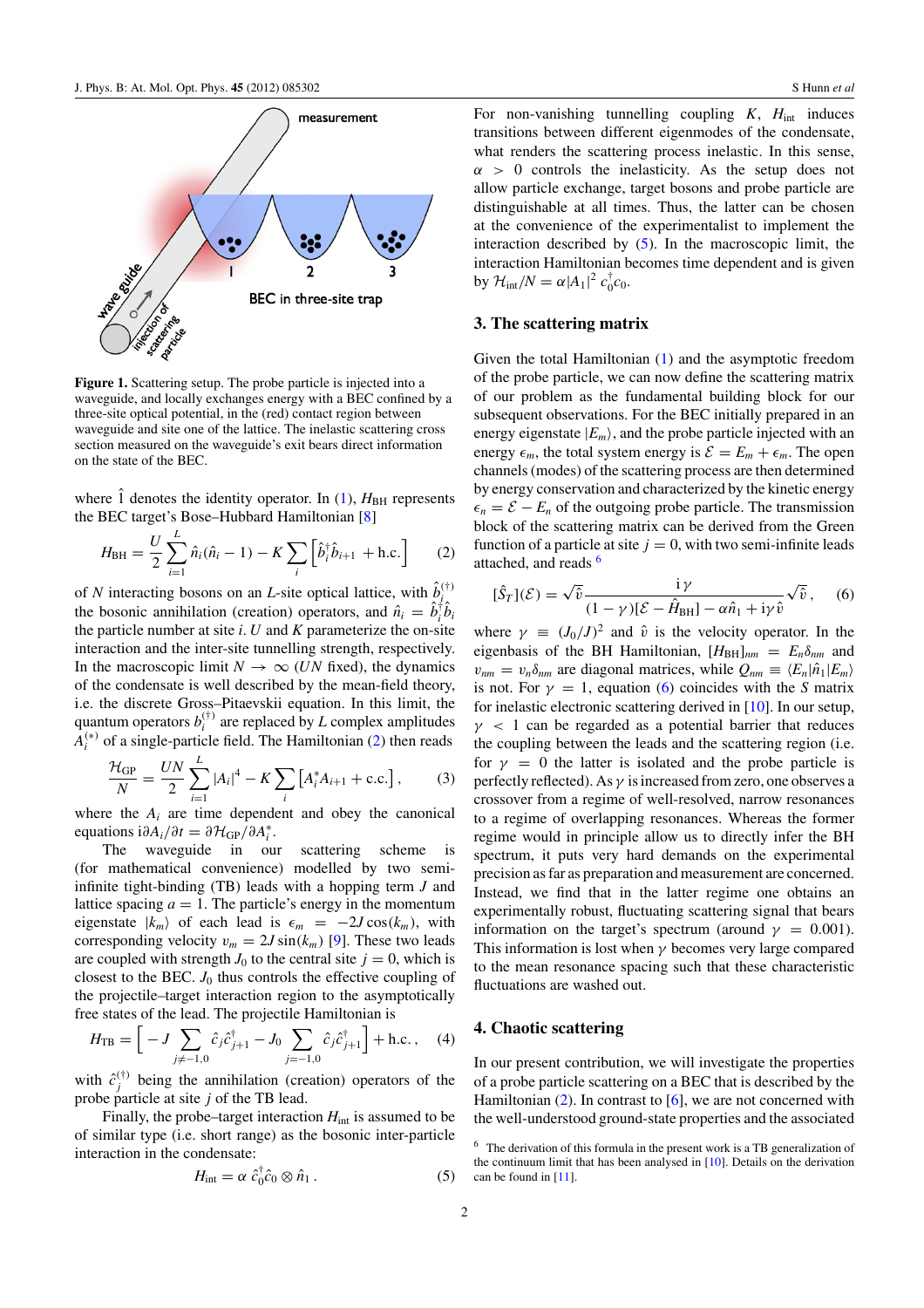**Figure 1.** Scattering setup. The probe particle is injected into a waveguide, and locally exchanges energy with a BEC confined by a three-site optical potential, in the (red) contact region between waveguide and site one of the lattice. The inelastic scattering cross section measured on the waveguide's exit bears direct information on the state of the BEC.

where $\hat{1}$ denotes the identity operator. In (1), $H_{\mathrm{BH}}$ represents the BEC target's Bose–Hubbard Hamiltonian [8]

$$H_{\mathrm{BH}} = \frac{U}{2}\sum_{i=1}^{L} \hat{n}_i(\hat{n}_i - 1) - K\sum_i \left[\hat{b}_i^\dagger \hat{b}_{i+1} + \mathrm{h.c.}\right] \quad (2)$$

of $N$ interacting bosons on an $L$-site optical lattice, with $\hat{b}_i^{(\dagger)}$ the bosonic annihilation (creation) operators, and $\hat{n}_i = \hat{b}_i^\dagger \hat{b}_i$ the particle number at site $i$. $U$ and $K$ parameterize the on-site interaction and the inter-site tunnelling strength, respectively. In the macroscopic limit $N \to \infty$ ($UN$ fixed), the dynamics of the condensate is well described by the mean-field theory, i.e. the discrete Gross–Pitaevskii equation. In this limit, the quantum operators $b_i^{(\dagger)}$ are replaced by $L$ complex amplitudes $A_i^{(*)}$ of a single-particle field. The Hamiltonian (2) then reads

$$\frac{\mathcal{H}_{\mathrm{GP}}}{N} = \frac{UN}{2}\sum_{i=1}^{L}|A_i|^4 - K\sum_i \left[A_i^* A_{i+1} + \mathrm{c.c.}\right], \quad (3)$$

where the $A_i$ are time dependent and obey the canonical equations $\mathrm{i}\partial A_i/\partial t = \partial \mathcal{H}_{\mathrm{GP}}/\partial A_i^*$.

The waveguide in our scattering scheme is (for mathematical convenience) modelled by two semi-infinite tight-binding (TB) leads with a hopping term $J$ and lattice spacing $a = 1$. The particle's energy in the momentum eigenstate $|k_m\rangle$ of each lead is $\epsilon_m = -2J\cos(k_m)$, with corresponding velocity $v_m = 2J\sin(k_m)$ [9]. These two leads are coupled with strength $J_0$ to the central site $j = 0$, which is closest to the BEC. $J_0$ thus controls the effective coupling of the projectile–target interaction region to the asymptotically free states of the lead. The projectile Hamiltonian is

$$H_{\mathrm{TB}} = \left[-J\sum_{j\neq -1,0} \hat{c}_j \hat{c}_{j+1}^\dagger - J_0 \sum_{j=-1,0} \hat{c}_j \hat{c}_{j+1}^\dagger\right] + \mathrm{h.c.}, \quad (4)$$

with $\hat{c}_j^{(\dagger)}$ being the annihilation (creation) operators of the probe particle at site $j$ of the TB lead.

Finally, the probe–target interaction $H_{\mathrm{int}}$ is assumed to be of similar type (i.e. short range) as the bosonic inter-particle interaction in the condensate:

$$H_{\mathrm{int}} = \alpha\, \hat{c}_0^\dagger \hat{c}_0 \otimes \hat{n}_1 . \quad (5)$$

For non-vanishing tunnelling coupling $K$, $H_{\mathrm{int}}$ induces transitions between different eigenmodes of the condensate, what renders the scattering process inelastic. In this sense, $\alpha > 0$ controls the inelasticity. As the setup does not allow particle exchange, target bosons and probe particle are distinguishable at all times. Thus, the latter can be chosen at the convenience of the experimentalist to implement the interaction described by (5). In the macroscopic limit, the interaction Hamiltonian becomes time dependent and is given by $\mathcal{H}_{\mathrm{int}}/N = \alpha|A_1|^2\, c_0^\dagger c_0$.

## 3. The scattering matrix

Given the total Hamiltonian (1) and the asymptotic freedom of the probe particle, we can now define the scattering matrix of our problem as the fundamental building block for our subsequent observations. For the BEC initially prepared in an energy eigenstate $|E_m\rangle$, and the probe particle injected with an energy $\epsilon_m$, the total system energy is $\mathcal{E} = E_m + \epsilon_m$. The open channels (modes) of the scattering process are then determined by energy conservation and characterized by the kinetic energy $\epsilon_n = \mathcal{E} - E_n$ of the outgoing probe particle. The transmission block of the scattering matrix can be derived from the Green function of a particle at site $j = 0$, with two semi-infinite leads attached, and reads [6]

$$[\hat{S}_T](\mathcal{E}) = \sqrt{\hat{v}}\, \frac{\mathrm{i}\gamma}{(1-\gamma)[\mathcal{E} - \hat{H}_{\mathrm{BH}}] - \alpha\hat{n}_1 + \mathrm{i}\gamma\hat{v}}\, \sqrt{\hat{v}}, \quad (6)$$

where $\gamma \equiv (J_0/J)^2$ and $\hat{v}$ is the velocity operator. In the eigenbasis of the BH Hamiltonian, $[H_{\mathrm{BH}}]_{nm} = E_n\delta_{nm}$ and $v_{nm} = v_n\delta_{nm}$ are diagonal matrices, while $Q_{nm} \equiv \langle E_n|\hat{n}_1|E_m\rangle$ is not. For $\gamma = 1$, equation (6) coincides with the $S$ matrix for inelastic electronic scattering derived in [10]. In our setup, $\gamma < 1$ can be regarded as a potential barrier that reduces the coupling between the leads and the scattering region (i.e. for $\gamma = 0$ the latter is isolated and the probe particle is perfectly reflected). As $\gamma$ is increased from zero, one observes a crossover from a regime of well-resolved, narrow resonances to a regime of overlapping resonances. Whereas the former regime would in principle allow us to directly infer the BH spectrum, it puts very hard demands on the experimental precision as far as preparation and measurement are concerned. Instead, we find that in the latter regime one obtains an experimentally robust, fluctuating scattering signal that bears information on the target's spectrum (around $\gamma = 0.001$). This information is lost when $\gamma$ becomes very large compared to the mean resonance spacing such that these characteristic fluctuations are washed out.

## 4. Chaotic scattering

In our present contribution, we will investigate the properties of a probe particle scattering on a BEC that is described by the Hamiltonian (2). In contrast to [6], we are not concerned with the well-understood ground-state properties and the associated

[6] The derivation of this formula in the present work is a TB generalization of the continuum limit that has been analysed in [10]. Details on the derivation can be found in [11].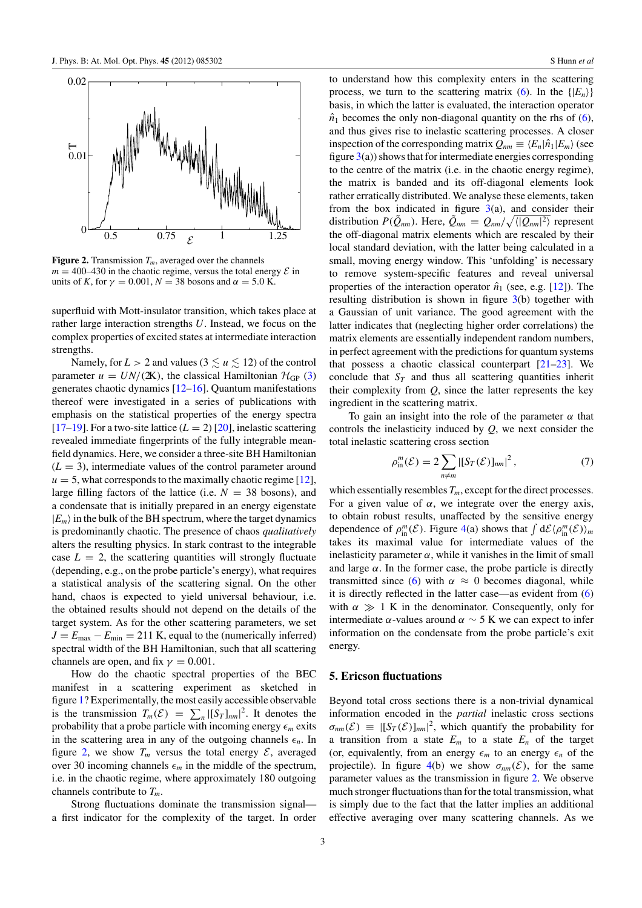Figure 2. Transmission $T_m$, averaged over the channels $m = 400$–$430$ in the chaotic regime, versus the total energy $\mathcal{E}$ in units of $K$, for $\gamma = 0.001$, $N = 38$ bosons and $\alpha = 5.0$ K.

superfluid with Mott-insulator transition, which takes place at rather large interaction strengths $U$. Instead, we focus on the complex properties of excited states at intermediate interaction strengths.

Namely, for $L > 2$ and values ($3 \lesssim u \lesssim 12$) of the control parameter $u = UN/(2K)$, the classical Hamiltonian $\mathcal{H}_{\mathrm{GP}}$ (3) generates chaotic dynamics [12–16]. Quantum manifestations thereof were investigated in a series of publications with emphasis on the statistical properties of the energy spectra [17–19]. For a two-site lattice ($L = 2$) [20], inelastic scattering revealed immediate fingerprints of the fully integrable mean-field dynamics. Here, we consider a three-site BH Hamiltonian ($L = 3$), intermediate values of the control parameter around $u = 5$, what corresponds to the maximally chaotic regime [12], large filling factors of the lattice (i.e. $N = 38$ bosons), and a condensate that is initially prepared in an energy eigenstate $|E_m\rangle$ in the bulk of the BH spectrum, where the target dynamics is predominantly chaotic. The presence of chaos *qualitatively* alters the resulting physics. In stark contrast to the integrable case $L = 2$, the scattering quantities will strongly fluctuate (depending, e.g., on the probe particle's energy), what requires a statistical analysis of the scattering signal. On the other hand, chaos is expected to yield universal behaviour, i.e. the obtained results should not depend on the details of the target system. As for the other scattering parameters, we set $J = E_{\max} - E_{\min} = 211$ K, equal to the (numerically inferred) spectral width of the BH Hamiltonian, such that all scattering channels are open, and fix $\gamma = 0.001$.

How do the chaotic spectral properties of the BEC manifest in a scattering experiment as sketched in figure 1? Experimentally, the most easily accessible observable is the transmission $T_m(\mathcal{E}) = \sum_n |[S_T]_{nm}|^2$. It denotes the probability that a probe particle with incoming energy $\epsilon_m$ exits in the scattering area in any of the outgoing channels $\epsilon_n$. In figure 2, we show $T_m$ versus the total energy $\mathcal{E}$, averaged over 30 incoming channels $\epsilon_m$ in the middle of the spectrum, i.e. in the chaotic regime, where approximately 180 outgoing channels contribute to $T_m$.

Strong fluctuations dominate the transmission signal—a first indicator for the complexity of the target. In order to understand how this complexity enters in the scattering process, we turn to the scattering matrix (6). In the $\{|E_n\rangle\}$ basis, in which the latter is evaluated, the interaction operator $\hat{n}_1$ becomes the only non-diagonal quantity on the rhs of (6), and thus gives rise to inelastic scattering processes. A closer inspection of the corresponding matrix $Q_{nm} \equiv \langle E_n|\hat{n}_1|E_m\rangle$ (see figure 3(a)) shows that for intermediate energies corresponding to the centre of the matrix (i.e. in the chaotic energy regime), the matrix is banded and its off-diagonal elements look rather erratically distributed. We analyse these elements, taken from the box indicated in figure 3(a), and consider their distribution $P(\tilde{Q}_{nm})$. Here, $\tilde{Q}_{nm} = Q_{nm}/\sqrt{\langle |Q_{nm}|^2\rangle}$ represent the off-diagonal matrix elements which are rescaled by their local standard deviation, with the latter being calculated in a small, moving energy window. This 'unfolding' is necessary to remove system-specific features and reveal universal properties of the interaction operator $\hat{n}_1$ (see, e.g. [12]). The resulting distribution is shown in figure 3(b) together with a Gaussian of unit variance. The good agreement with the latter indicates that (neglecting higher order correlations) the matrix elements are essentially independent random numbers, in perfect agreement with the predictions for quantum systems that possess a chaotic classical counterpart [21–23]. We conclude that $S_T$ and thus all scattering quantities inherit their complexity from $Q$, since the latter represents the key ingredient in the scattering matrix.

To gain an insight into the role of the parameter $\alpha$ that controls the inelasticity induced by $Q$, we next consider the total inelastic scattering cross section

$$\rho_{\mathrm{in}}^{m}(\mathcal{E}) = 2\sum_{n\neq m} |[S_T(\mathcal{E})]_{nm}|^2\,, \qquad (7)$$

which essentially resembles $T_m$, except for the direct processes. For a given value of $\alpha$, we integrate over the energy axis, to obtain robust results, unaffected by the sensitive energy dependence of $\rho_{\mathrm{in}}^{m}(\mathcal{E})$. Figure 4(a) shows that $\int \mathrm{d}\mathcal{E}\langle \rho_{\mathrm{in}}^{m}(\mathcal{E})\rangle_m$ takes its maximal value for intermediate values of the inelasticity parameter $\alpha$, while it vanishes in the limit of small and large $\alpha$. In the former case, the probe particle is directly transmitted since (6) with $\alpha \approx 0$ becomes diagonal, while it is directly reflected in the latter case—as evident from (6) with $\alpha \gg 1$ K in the denominator. Consequently, only for intermediate $\alpha$-values around $\alpha \sim 5$ K we can expect to infer information on the condensate from the probe particle's exit energy.

## 5. Ericson fluctuations

Beyond total cross sections there is a non-trivial dynamical information encoded in the *partial* inelastic cross sections $\sigma_{nm}(\mathcal{E}) \equiv |[S_T(\mathcal{E})]_{nm}|^2$, which quantify the probability for a transition from a state $E_m$ to a state $E_n$ of the target (or, equivalently, from an energy $\epsilon_m$ to an energy $\epsilon_n$ of the projectile). In figure 4(b) we show $\sigma_{nm}(\mathcal{E})$, for the same parameter values as the transmission in figure 2. We observe much stronger fluctuations than for the total transmission, what is simply due to the fact that the latter implies an additional effective averaging over many scattering channels. As we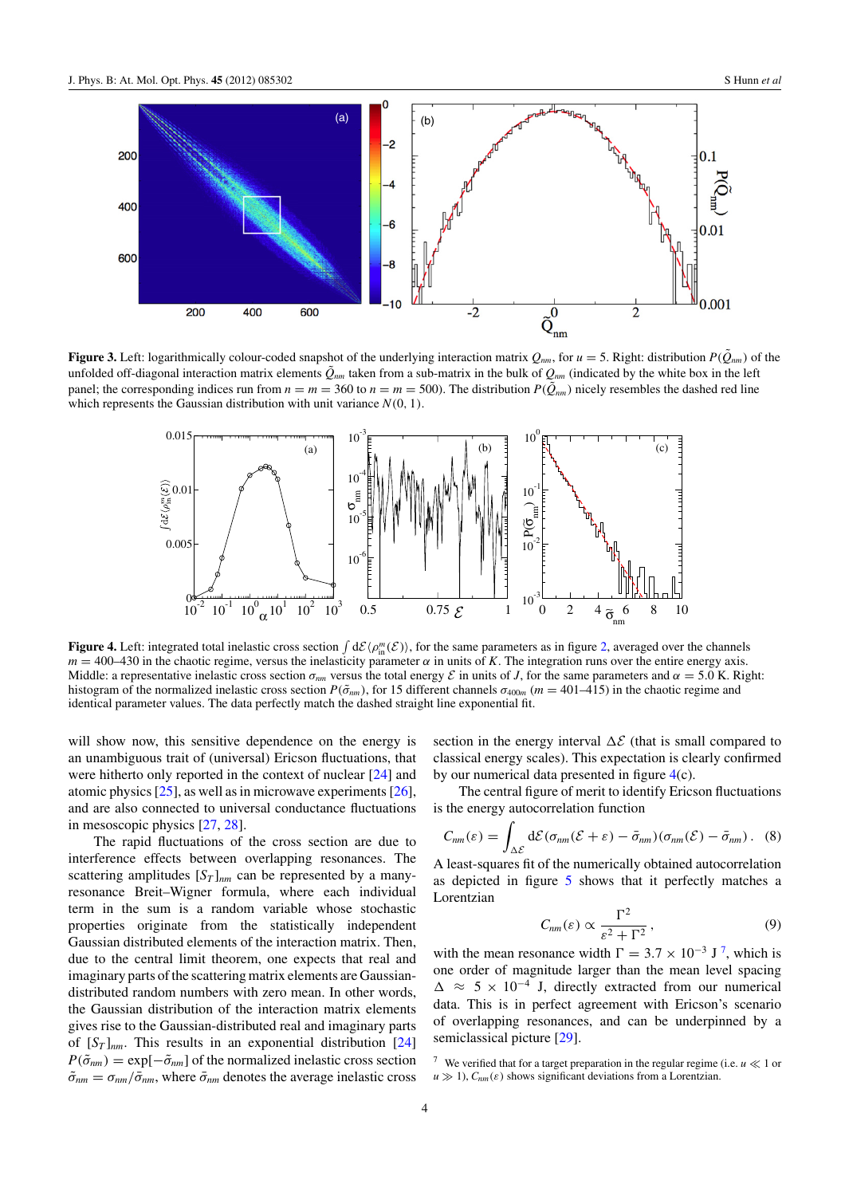**Figure 3.** Left: logarithmically colour-coded snapshot of the underlying interaction matrix $Q_{nm}$, for $u = 5$. Right: distribution $P(\tilde{Q}_{nm})$ of the unfolded off-diagonal interaction matrix elements $\tilde{Q}_{nm}$ taken from a sub-matrix in the bulk of $Q_{nm}$ (indicated by the white box in the left panel; the corresponding indices run from $n = m = 360$ to $n = m = 500$). The distribution $P(\tilde{Q}_{nm})$ nicely resembles the dashed red line which represents the Gaussian distribution with unit variance $N(0, 1)$.

**Figure 4.** Left: integrated total inelastic cross section $\int \mathrm{d}\mathcal{E}\langle\rho_{\mathrm{in}}^{m}(\mathcal{E})\rangle$, for the same parameters as in figure 2, averaged over the channels $m = 400$–$430$ in the chaotic regime, versus the inelasticity parameter $\alpha$ in units of $K$. The integration runs over the entire energy axis. Middle: a representative inelastic cross section $\sigma_{nm}$ versus the total energy $\mathcal{E}$ in units of $J$, for the same parameters and $\alpha = 5.0$ K. Right: histogram of the normalized inelastic cross section $P(\tilde{\sigma}_{nm})$, for 15 different channels $\sigma_{400m}$ ($m = 401$–$415$) in the chaotic regime and identical parameter values. The data perfectly match the dashed straight line exponential fit.

will show now, this sensitive dependence on the energy is an unambiguous trait of (universal) Ericson fluctuations, that were hitherto only reported in the context of nuclear [24] and atomic physics [25], as well as in microwave experiments [26], and are also connected to universal conductance fluctuations in mesoscopic physics [27, 28].

The rapid fluctuations of the cross section are due to interference effects between overlapping resonances. The scattering amplitudes $[S_T]_{nm}$ can be represented by a many-resonance Breit–Wigner formula, where each individual term in the sum is a random variable whose stochastic properties originate from the statistically independent Gaussian distributed elements of the interaction matrix. Then, due to the central limit theorem, one expects that real and imaginary parts of the scattering matrix elements are Gaussian-distributed random numbers with zero mean. In other words, the Gaussian distribution of the interaction matrix elements gives rise to the Gaussian-distributed real and imaginary parts of $[S_T]_{nm}$. This results in an exponential distribution [24] $P(\tilde{\sigma}_{nm}) = \exp[-\tilde{\sigma}_{nm}]$ of the normalized inelastic cross section $\tilde{\sigma}_{nm} = \sigma_{nm}/\bar{\sigma}_{nm}$, where $\bar{\sigma}_{nm}$ denotes the average inelastic cross section in the energy interval $\Delta\mathcal{E}$ (that is small compared to classical energy scales). This expectation is clearly confirmed by our numerical data presented in figure 4(c).

The central figure of merit to identify Ericson fluctuations is the energy autocorrelation function

$$C_{nm}(\varepsilon) = \int_{\Delta\mathcal{E}} \mathrm{d}\mathcal{E}(\sigma_{nm}(\mathcal{E} + \varepsilon) - \bar{\sigma}_{nm})(\sigma_{nm}(\mathcal{E}) - \bar{\sigma}_{nm}). \quad (8)$$

A least-squares fit of the numerically obtained autocorrelation as depicted in figure 5 shows that it perfectly matches a Lorentzian

$$C_{nm}(\varepsilon) \propto \frac{\Gamma^2}{\varepsilon^2 + \Gamma^2}, \quad (9)$$

with the mean resonance width $\Gamma = 3.7 \times 10^{-3}$ J [7], which is one order of magnitude larger than the mean level spacing $\Delta \approx 5 \times 10^{-4}$ J, directly extracted from our numerical data. This is in perfect agreement with Ericson's scenario of overlapping resonances, and can be underpinned by a semiclassical picture [29].

[7] We verified that for a target preparation in the regular regime (i.e. $u \ll 1$ or $u \gg 1$), $C_{nm}(\varepsilon)$ shows significant deviations from a Lorentzian.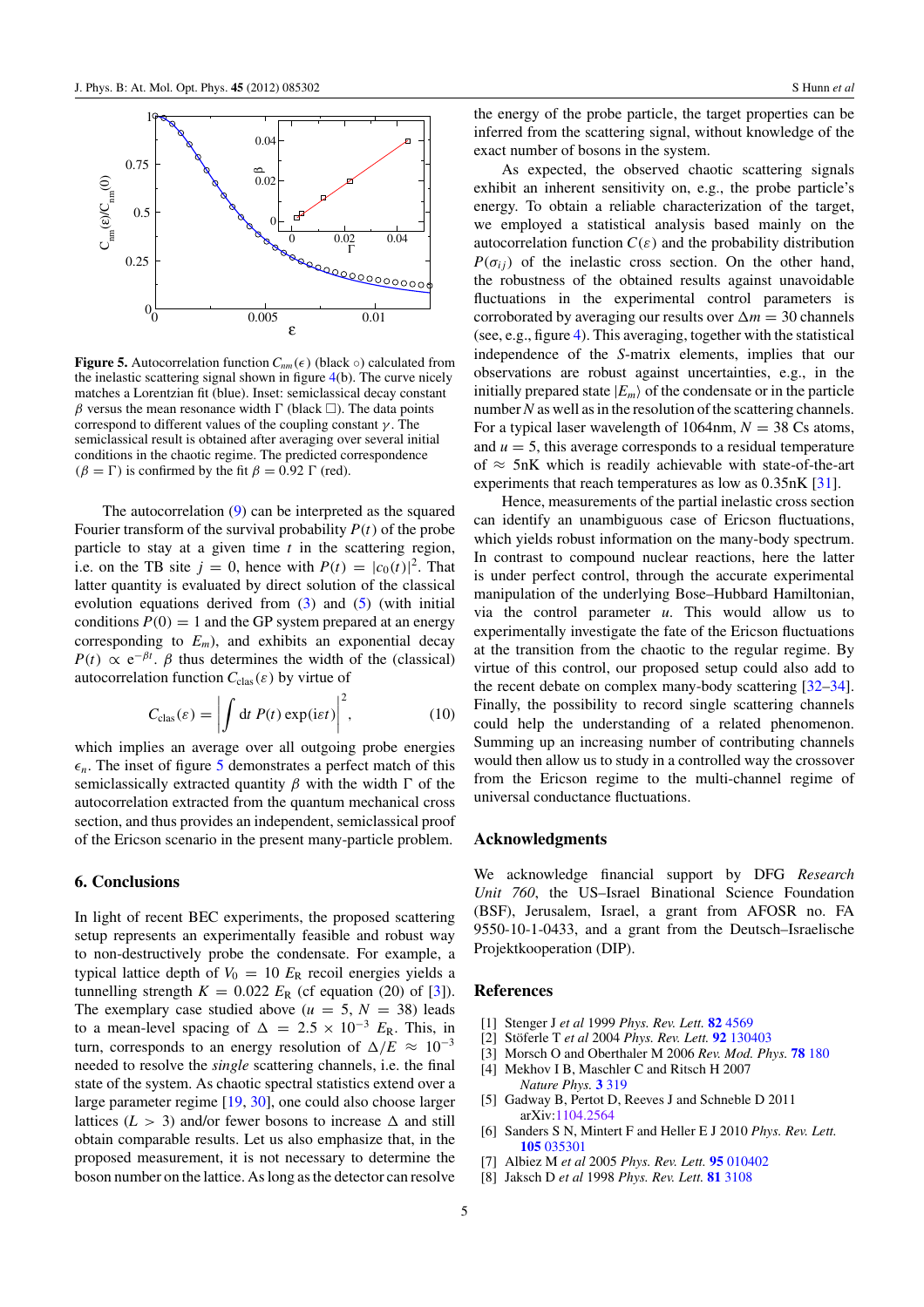**Figure 5.** Autocorrelation function $C_{nm}(\epsilon)$ (black ○) calculated from the inelastic scattering signal shown in figure 4(b). The curve nicely matches a Lorentzian fit (blue). Inset: semiclassical decay constant $\beta$ versus the mean resonance width $\Gamma$ (black □). The data points correspond to different values of the coupling constant $\gamma$. The semiclassical result is obtained after averaging over several initial conditions in the chaotic regime. The predicted correspondence ($\beta = \Gamma$) is confirmed by the fit $\beta = 0.92\ \Gamma$ (red).

The autocorrelation (9) can be interpreted as the squared Fourier transform of the survival probability $P(t)$ of the probe particle to stay at a given time $t$ in the scattering region, i.e. on the TB site $j = 0$, hence with $P(t) = |c_0(t)|^2$. That latter quantity is evaluated by direct solution of the classical evolution equations derived from (3) and (5) (with initial conditions $P(0) = 1$ and the GP system prepared at an energy corresponding to $E_m$), and exhibits an exponential decay $P(t) \propto e^{-\beta t}$. $\beta$ thus determines the width of the (classical) autocorrelation function $C_{\text{clas}}(\varepsilon)$ by virtue of

$$C_{\text{clas}}(\varepsilon) = \left| \int \mathrm{d}t\ P(t) \exp(\mathrm{i}\varepsilon t) \right|^2, \tag{10}$$

which implies an average over all outgoing probe energies $\epsilon_n$. The inset of figure 5 demonstrates a perfect match of this semiclassically extracted quantity $\beta$ with the width $\Gamma$ of the autocorrelation extracted from the quantum mechanical cross section, and thus provides an independent, semiclassical proof of the Ericson scenario in the present many-particle problem.

## 6. Conclusions

In light of recent BEC experiments, the proposed scattering setup represents an experimentally feasible and robust way to non-destructively probe the condensate. For example, a typical lattice depth of $V_0 = 10\ E_R$ recoil energies yields a tunnelling strength $K = 0.022\ E_R$ (cf equation (20) of [3]). The exemplary case studied above ($u = 5$, $N = 38$) leads to a mean-level spacing of $\Delta = 2.5 \times 10^{-3}\ E_R$. This, in turn, corresponds to an energy resolution of $\Delta/E \approx 10^{-3}$ needed to resolve the *single* scattering channels, i.e. the final state of the system. As chaotic spectral statistics extend over a large parameter regime [19, 30], one could also choose larger lattices ($L > 3$) and/or fewer bosons to increase $\Delta$ and still obtain comparable results. Let us also emphasize that, in the proposed measurement, it is not necessary to determine the boson number on the lattice. As long as the detector can resolve the energy of the probe particle, the target properties can be inferred from the scattering signal, without knowledge of the exact number of bosons in the system.

As expected, the observed chaotic scattering signals exhibit an inherent sensitivity on, e.g., the probe particle's energy. To obtain a reliable characterization of the target, we employed a statistical analysis based mainly on the autocorrelation function $C(\varepsilon)$ and the probability distribution $P(\sigma_{ij})$ of the inelastic cross section. On the other hand, the robustness of the obtained results against unavoidable fluctuations in the experimental control parameters is corroborated by averaging our results over $\Delta m = 30$ channels (see, e.g., figure 4). This averaging, together with the statistical independence of the $S$-matrix elements, implies that our observations are robust against uncertainties, e.g., in the initially prepared state $|E_m\rangle$ of the condensate or in the particle number $N$ as well as in the resolution of the scattering channels. For a typical laser wavelength of 1064nm, $N = 38$ Cs atoms, and $u = 5$, this average corresponds to a residual temperature of $\approx$ 5nK which is readily achievable with state-of-the-art experiments that reach temperatures as low as 0.35nK [31].

Hence, measurements of the partial inelastic cross section can identify an unambiguous case of Ericson fluctuations, which yields robust information on the many-body spectrum. In contrast to compound nuclear reactions, here the latter is under perfect control, through the accurate experimental manipulation of the underlying Bose–Hubbard Hamiltonian, via the control parameter $u$. This would allow us to experimentally investigate the fate of the Ericson fluctuations at the transition from the chaotic to the regular regime. By virtue of this control, our proposed setup could also add to the recent debate on complex many-body scattering [32–34]. Finally, the possibility to record single scattering channels could help the understanding of a related phenomenon. Summing up an increasing number of contributing channels would then allow us to study in a controlled way the crossover from the Ericson regime to the multi-channel regime of universal conductance fluctuations.

## Acknowledgments

We acknowledge financial support by DFG *Research Unit 760*, the US–Israel Binational Science Foundation (BSF), Jerusalem, Israel, a grant from AFOSR no. FA 9550-10-1-0433, and a grant from the Deutsch–Israelische Projektkooperation (DIP).

## References

[1] Stenger J *et al* 1999 *Phys. Rev. Lett.* **82** 4569
[2] Stöferle T *et al* 2004 *Phys. Rev. Lett.* **92** 130403
[3] Morsch O and Oberthaler M 2006 *Rev. Mod. Phys.* **78** 180
[4] Mekhov I B, Maschler C and Ritsch H 2007 *Nature Phys.* **3** 319
[5] Gadway B, Pertot D, Reeves J and Schneble D 2011 arXiv:1104.2564
[6] Sanders S N, Mintert F and Heller E J 2010 *Phys. Rev. Lett.* **105** 035301
[7] Albiez M *et al* 2005 *Phys. Rev. Lett.* **95** 010402
[8] Jaksch D *et al* 1998 *Phys. Rev. Lett.* **81** 3108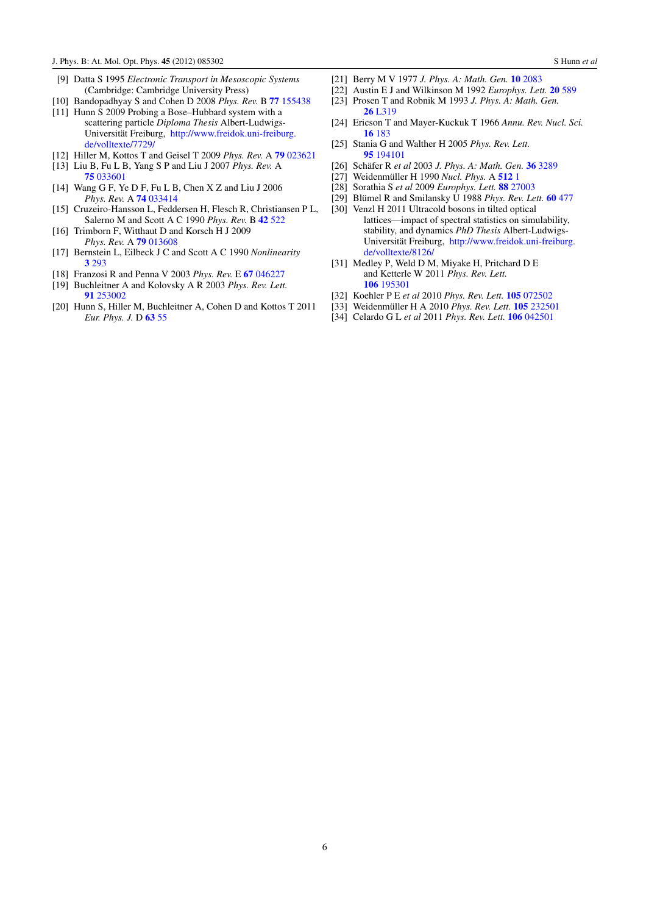[9] Datta S 1995 *Electronic Transport in Mesoscopic Systems* (Cambridge: Cambridge University Press)

[10] Bandopadhyay S and Cohen D 2008 *Phys. Rev.* B **77** 155438

[11] Hunn S 2009 Probing a Bose–Hubbard system with a scattering particle *Diploma Thesis* Albert-Ludwigs-Universität Freiburg, http://www.freidok.uni-freiburg.de/volltexte/7729/

[12] Hiller M, Kottos T and Geisel T 2009 *Phys. Rev.* A **79** 023621

[13] Liu B, Fu L B, Yang S P and Liu J 2007 *Phys. Rev.* A **75** 033601

[14] Wang G F, Ye D F, Fu L B, Chen X Z and Liu J 2006 *Phys. Rev.* A **74** 033414

[15] Cruzeiro-Hansson L, Feddersen H, Flesch R, Christiansen P L, Salerno M and Scott A C 1990 *Phys. Rev.* B **42** 522

[16] Trimborn F, Witthaut D and Korsch H J 2009 *Phys. Rev.* A **79** 013608

[17] Bernstein L, Eilbeck J C and Scott A C 1990 *Nonlinearity* **3** 293

[18] Franzosi R and Penna V 2003 *Phys. Rev.* E **67** 046227

[19] Buchleitner A and Kolovsky A R 2003 *Phys. Rev. Lett.* **91** 253002

[20] Hunn S, Hiller M, Buchleitner A, Cohen D and Kottos T 2011 *Eur. Phys. J.* D **63** 55

[21] Berry M V 1977 *J. Phys. A: Math. Gen.* **10** 2083

[22] Austin E J and Wilkinson M 1992 *Europhys. Lett.* **20** 589

[23] Prosen T and Robnik M 1993 *J. Phys. A: Math. Gen.* **26** L319

[24] Ericson T and Mayer-Kuckuk T 1966 *Annu. Rev. Nucl. Sci.* **16** 183

[25] Stania G and Walther H 2005 *Phys. Rev. Lett.* **95** 194101

[26] Schäfer R *et al* 2003 *J. Phys. A: Math. Gen.* **36** 3289

[27] Weidenmüller H 1990 *Nucl. Phys.* A **512** 1

[28] Sorathia S *et al* 2009 *Europhys. Lett.* **88** 27003

[29] Blümel R and Smilansky U 1988 *Phys. Rev. Lett.* **60** 477

[30] Venzl H 2011 Ultracold bosons in tilted optical lattices—impact of spectral statistics on simulability, stability, and dynamics *PhD Thesis* Albert-Ludwigs-Universität Freiburg, http://www.freidok.uni-freiburg.de/volltexte/8126/

[31] Medley P, Weld D M, Miyake H, Pritchard D E and Ketterle W 2011 *Phys. Rev. Lett.* **106** 195301

[32] Koehler P E *et al* 2010 *Phys. Rev. Lett.* **105** 072502

[33] Weidenmüller H A 2010 *Phys. Rev. Lett.* **105** 232501

[34] Celardo G L *et al* 2011 *Phys. Rev. Lett.* **106** 042501